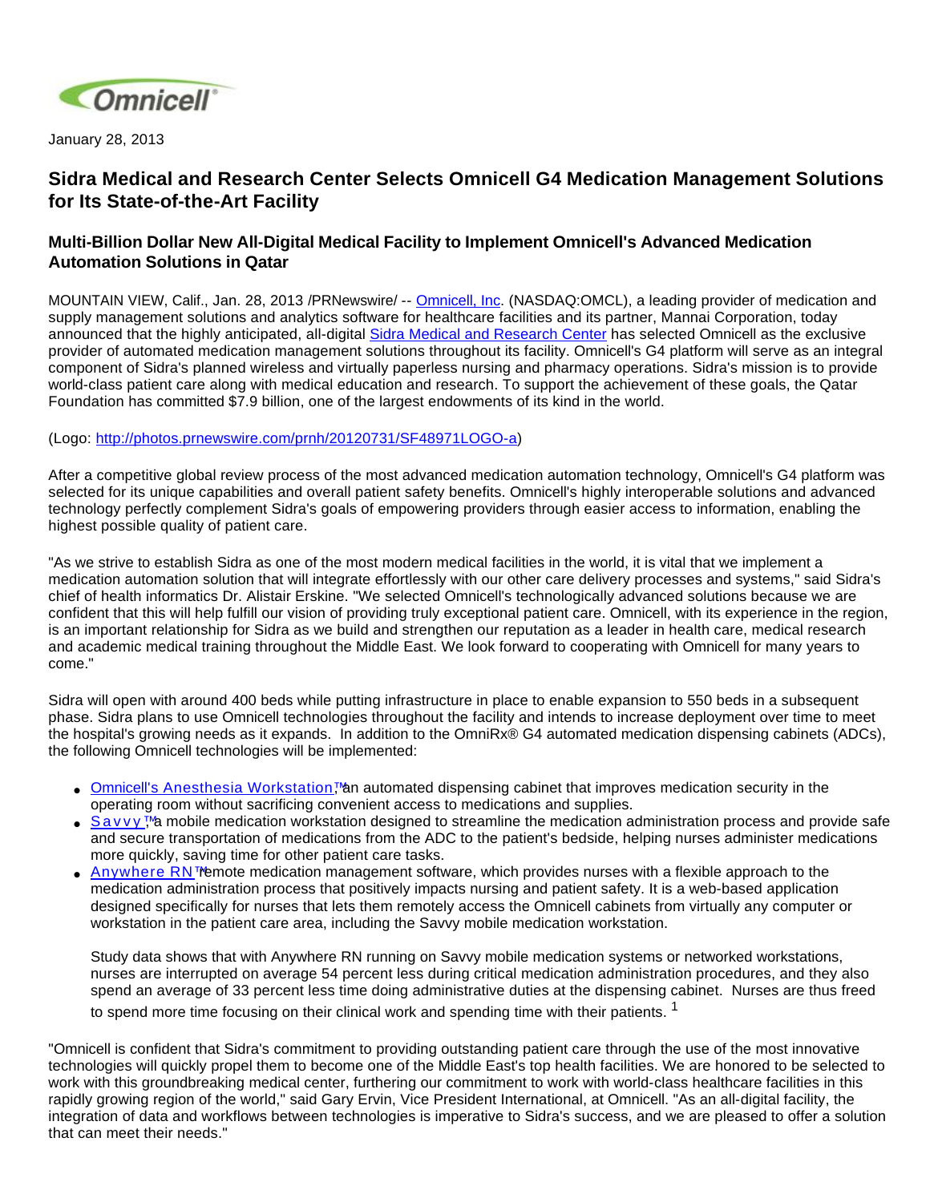January 28, 2013

# Sidra Medical and Research Center Selects Omnicell G4 Medication Management Solutions for Its State-of-the-Art Facility

## Multi-Billion Dollar New All-Digital Medical Facility to Implement Omnicell's Advanced Medication Automation Solutions in Qatar

MOUNTAIN VIEW, Calif., Jan. 28, 2013 /PRNewswire/ -- Omnicell, Inc. (NASDAQ:OMCL), a leading provider of medication and supply management solutions and analytics software for healthcare facilities and its partner, Mannai Corporation, today announced that the highly anticipated, all-digital Sidra Medical and Research Center has selected Omnicell as the exclusive provider of automated medication management solutions throughout its facility. Omnicell's G4 platform will serve as an integral component of Sidra's planned wireless and virtually paperless nursing and pharmacy operations. Sidra's mission is to provide world-class patient care along with medical education and research. To support the achievement of these goals, the Qatar Foundation has committed $7.9 billion, one of the largest endowments of its kind in the world.

(Logo: http://photos.prnewswire.com/prnh/20120731/SF48971LOGO-a)

After a competitive global review process of the most advanced medication automation technology, Omnicell's G4 platform was selected for its unique capabilities and overall patient safety benefits. Omnicell's highly interoperable solutions and advanced technology perfectly complement Sidra's goals of empowering providers through easier access to information, enabling the highest possible quality of patient care.

"As we strive to establish Sidra as one of the most modern medical facilities in the world, it is vital that we implement a medication automation solution that will integrate effortlessly with our other care delivery processes and systems," said Sidra's chief of health informatics Dr. Alistair Erskine. "We selected Omnicell's technologically advanced solutions because we are confident that this will help fulfill our vision of providing truly exceptional patient care. Omnicell, with its experience in the region, is an important relationship for Sidra as we build and strengthen our reputation as a leader in health care, medical research and academic medical training throughout the Middle East. We look forward to cooperating with Omnicell for many years to come."

Sidra will open with around 400 beds while putting infrastructure in place to enable expansion to 550 beds in a subsequent phase. Sidra plans to use Omnicell technologies throughout the facility and intends to increase deployment over time to meet the hospital's growing needs as it expands. In addition to the OmniRx® G4 automated medication dispensing cabinets (ADCs), the following Omnicell technologies will be implemented:

- Omnicell's Anesthesia Workstation™, an automated dispensing cabinet that improves medication security in the operating room without sacrificing convenient access to medications and supplies.
- Savvy™, a mobile medication workstation designed to streamline the medication administration process and provide safe and secure transportation of medications from the ADC to the patient's bedside, helping nurses administer medications more quickly, saving time for other patient care tasks.
- Anywhere RN™ remote medication management software, which provides nurses with a flexible approach to the medication administration process that positively impacts nursing and patient safety. It is a web-based application designed specifically for nurses that lets them remotely access the Omnicell cabinets from virtually any computer or workstation in the patient care area, including the Savvy mobile medication workstation.

  Study data shows that with Anywhere RN running on Savvy mobile medication systems or networked workstations, nurses are interrupted on average 54 percent less during critical medication administration procedures, and they also spend an average of 33 percent less time doing administrative duties at the dispensing cabinet. Nurses are thus freed to spend more time focusing on their clinical work and spending time with their patients. [1]

"Omnicell is confident that Sidra's commitment to providing outstanding patient care through the use of the most innovative technologies will quickly propel them to become one of the Middle East's top health facilities. We are honored to be selected to work with this groundbreaking medical center, furthering our commitment to work with world-class healthcare facilities in this rapidly growing region of the world," said Gary Ervin, Vice President International, at Omnicell. "As an all-digital facility, the integration of data and workflows between technologies is imperative to Sidra's success, and we are pleased to offer a solution that can meet their needs."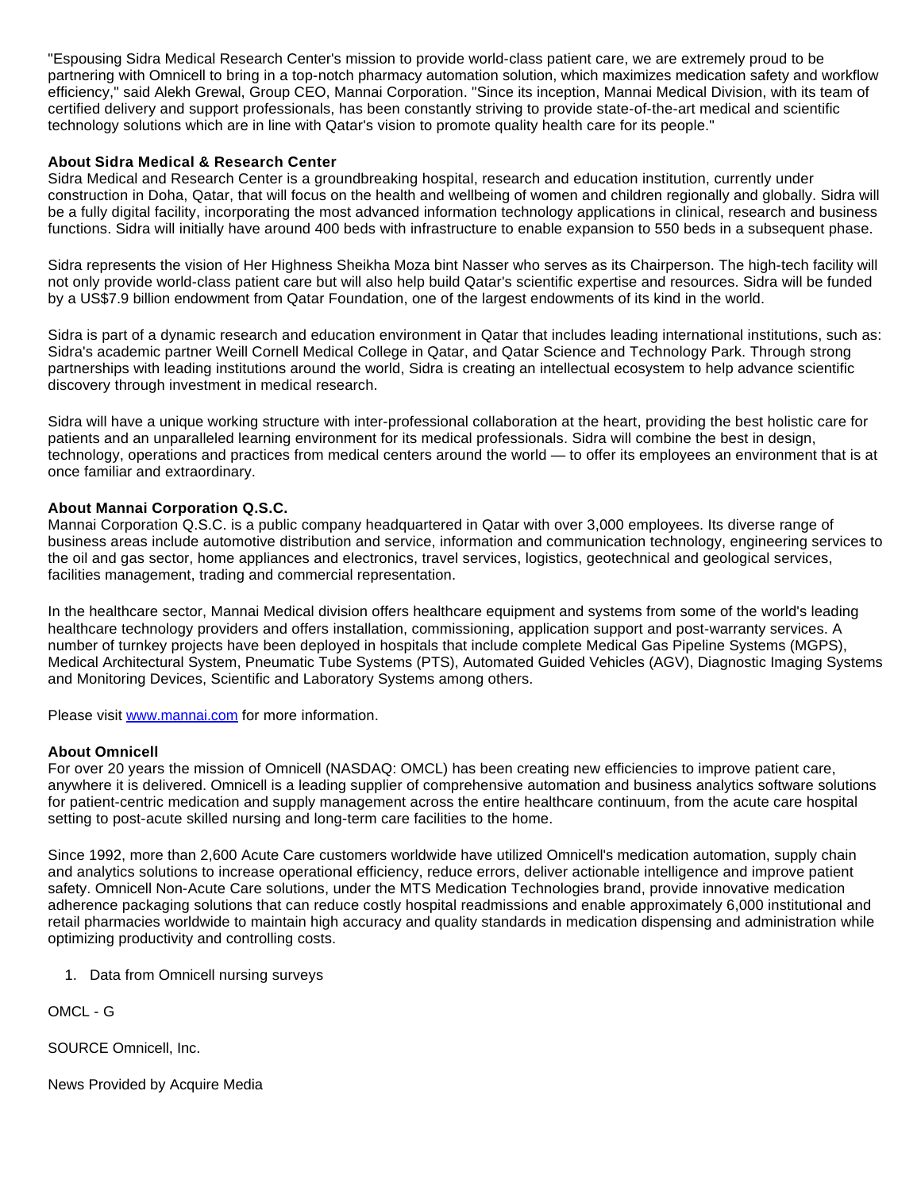"Espousing Sidra Medical Research Center's mission to provide world-class patient care, we are extremely proud to be partnering with Omnicell to bring in a top-notch pharmacy automation solution, which maximizes medication safety and workflow efficiency," said Alekh Grewal, Group CEO, Mannai Corporation. "Since its inception, Mannai Medical Division, with its team of certified delivery and support professionals, has been constantly striving to provide state-of-the-art medical and scientific technology solutions which are in line with Qatar's vision to promote quality health care for its people."

**About Sidra Medical & Research Center**

Sidra Medical and Research Center is a groundbreaking hospital, research and education institution, currently under construction in Doha, Qatar, that will focus on the health and wellbeing of women and children regionally and globally. Sidra will be a fully digital facility, incorporating the most advanced information technology applications in clinical, research and business functions. Sidra will initially have around 400 beds with infrastructure to enable expansion to 550 beds in a subsequent phase.

Sidra represents the vision of Her Highness Sheikha Moza bint Nasser who serves as its Chairperson. The high-tech facility will not only provide world-class patient care but will also help build Qatar's scientific expertise and resources. Sidra will be funded by a US$7.9 billion endowment from Qatar Foundation, one of the largest endowments of its kind in the world.

Sidra is part of a dynamic research and education environment in Qatar that includes leading international institutions, such as: Sidra's academic partner Weill Cornell Medical College in Qatar, and Qatar Science and Technology Park. Through strong partnerships with leading institutions around the world, Sidra is creating an intellectual ecosystem to help advance scientific discovery through investment in medical research.

Sidra will have a unique working structure with inter-professional collaboration at the heart, providing the best holistic care for patients and an unparalleled learning environment for its medical professionals. Sidra will combine the best in design, technology, operations and practices from medical centers around the world — to offer its employees an environment that is at once familiar and extraordinary.

**About Mannai Corporation Q.S.C.**

Mannai Corporation Q.S.C. is a public company headquartered in Qatar with over 3,000 employees. Its diverse range of business areas include automotive distribution and service, information and communication technology, engineering services to the oil and gas sector, home appliances and electronics, travel services, logistics, geotechnical and geological services, facilities management, trading and commercial representation.

In the healthcare sector, Mannai Medical division offers healthcare equipment and systems from some of the world's leading healthcare technology providers and offers installation, commissioning, application support and post-warranty services. A number of turnkey projects have been deployed in hospitals that include complete Medical Gas Pipeline Systems (MGPS), Medical Architectural System, Pneumatic Tube Systems (PTS), Automated Guided Vehicles (AGV), Diagnostic Imaging Systems and Monitoring Devices, Scientific and Laboratory Systems among others.

Please visit [www.mannai.com](http://www.mannai.com) for more information.

**About Omnicell**

For over 20 years the mission of Omnicell (NASDAQ: OMCL) has been creating new efficiencies to improve patient care, anywhere it is delivered. Omnicell is a leading supplier of comprehensive automation and business analytics software solutions for patient-centric medication and supply management across the entire healthcare continuum, from the acute care hospital setting to post-acute skilled nursing and long-term care facilities to the home.

Since 1992, more than 2,600 Acute Care customers worldwide have utilized Omnicell's medication automation, supply chain and analytics solutions to increase operational efficiency, reduce errors, deliver actionable intelligence and improve patient safety. Omnicell Non-Acute Care solutions, under the MTS Medication Technologies brand, provide innovative medication adherence packaging solutions that can reduce costly hospital readmissions and enable approximately 6,000 institutional and retail pharmacies worldwide to maintain high accuracy and quality standards in medication dispensing and administration while optimizing productivity and controlling costs.

1. Data from Omnicell nursing surveys

OMCL - G

SOURCE Omnicell, Inc.

News Provided by Acquire Media